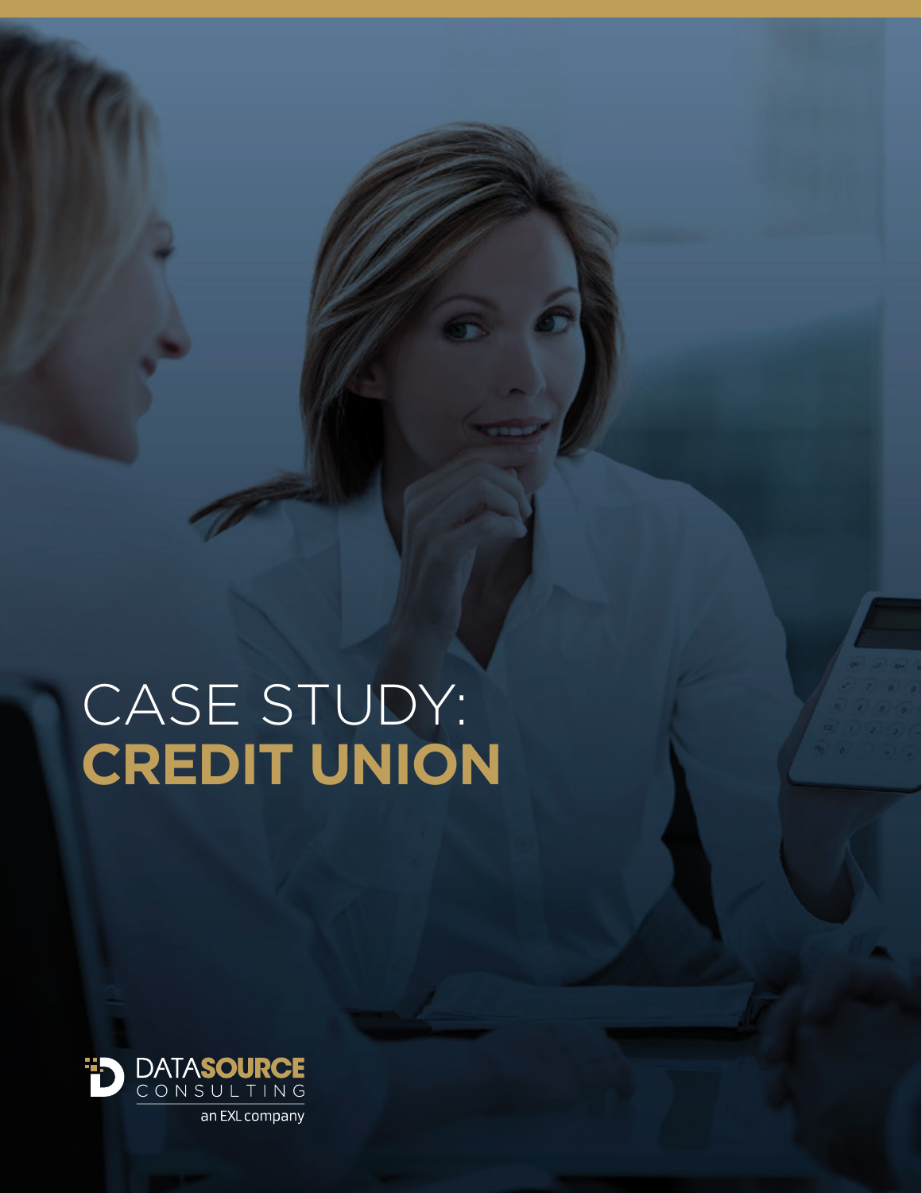# CASE STUDY: **CREDIT UNION**

DATASOURCE CONSULTING

an EXL company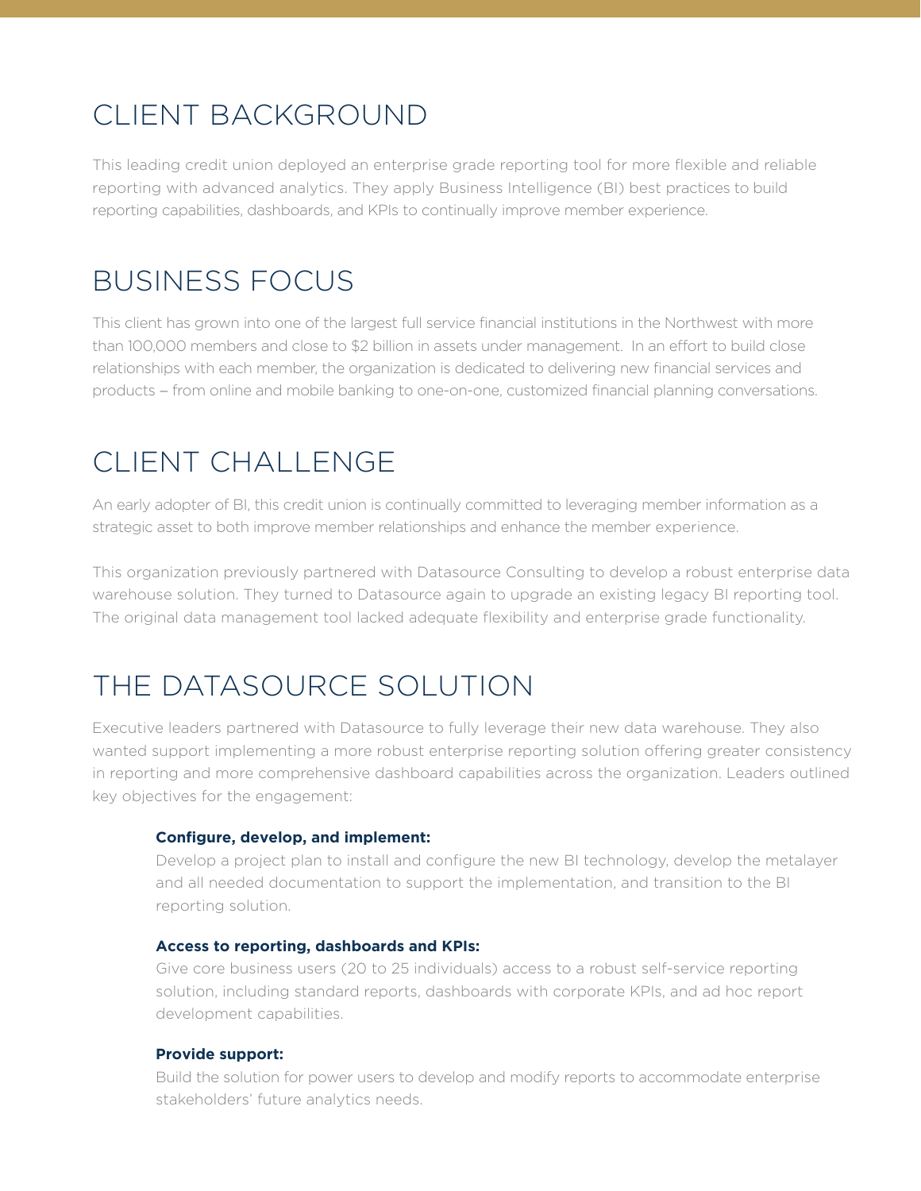## CLIENT BACKGROUND

This leading credit union deployed an enterprise grade reporting tool for more flexible and reliable reporting with advanced analytics. They apply Business Intelligence (BI) best practices to build reporting capabilities, dashboards, and KPIs to continually improve member experience.

## BUSINESS FOCUS

This client has grown into one of the largest full service financial institutions in the Northwest with more than 100,000 members and close to $2 billion in assets under management. In an effort to build close relationships with each member, the organization is dedicated to delivering new financial services and products – from online and mobile banking to one-on-one, customized financial planning conversations.

## CLIENT CHALLENGE

An early adopter of BI, this credit union is continually committed to leveraging member information as a strategic asset to both improve member relationships and enhance the member experience.

This organization previously partnered with Datasource Consulting to develop a robust enterprise data warehouse solution. They turned to Datasource again to upgrade an existing legacy BI reporting tool. The original data management tool lacked adequate flexibility and enterprise grade functionality.

## THE DATASOURCE SOLUTION

Executive leaders partnered with Datasource to fully leverage their new data warehouse. They also wanted support implementing a more robust enterprise reporting solution offering greater consistency in reporting and more comprehensive dashboard capabilities across the organization. Leaders outlined key objectives for the engagement:

**Configure, develop, and implement:**
Develop a project plan to install and configure the new BI technology, develop the metalayer and all needed documentation to support the implementation, and transition to the BI reporting solution.

**Access to reporting, dashboards and KPIs:**
Give core business users (20 to 25 individuals) access to a robust self-service reporting solution, including standard reports, dashboards with corporate KPIs, and ad hoc report development capabilities.

**Provide support:**
Build the solution for power users to develop and modify reports to accommodate enterprise stakeholders' future analytics needs.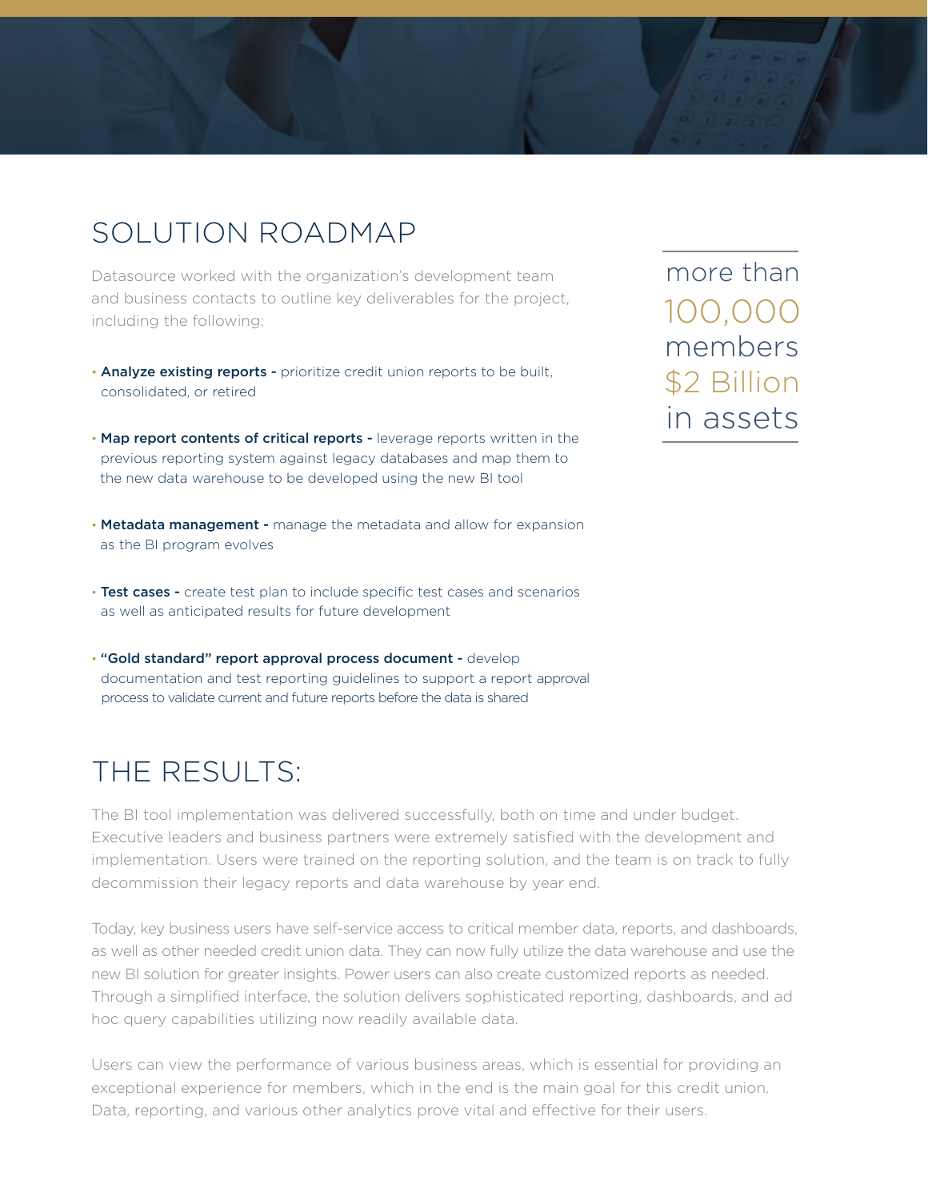## SOLUTION ROADMAP

Datasource worked with the organization's development team and business contacts to outline key deliverables for the project, including the following:

- **Analyze existing reports -** prioritize credit union reports to be built, consolidated, or retired
- **Map report contents of critical reports -** leverage reports written in the previous reporting system against legacy databases and map them to the new data warehouse to be developed using the new BI tool
- **Metadata management -** manage the metadata and allow for expansion as the BI program evolves
- **Test cases -** create test plan to include specific test cases and scenarios as well as anticipated results for future development
- **"Gold standard" report approval process document -** develop documentation and test reporting guidelines to support a report approval process to validate current and future reports before the data is shared

more than 100,000 members
$2 Billion in assets

## THE RESULTS:

The BI tool implementation was delivered successfully, both on time and under budget. Executive leaders and business partners were extremely satisfied with the development and implementation. Users were trained on the reporting solution, and the team is on track to fully decommission their legacy reports and data warehouse by year end.

Today, key business users have self-service access to critical member data, reports, and dashboards, as well as other needed credit union data. They can now fully utilize the data warehouse and use the new BI solution for greater insights. Power users can also create customized reports as needed. Through a simplified interface, the solution delivers sophisticated reporting, dashboards, and ad hoc query capabilities utilizing now readily available data.

Users can view the performance of various business areas, which is essential for providing an exceptional experience for members, which in the end is the main goal for this credit union. Data, reporting, and various other analytics prove vital and effective for their users.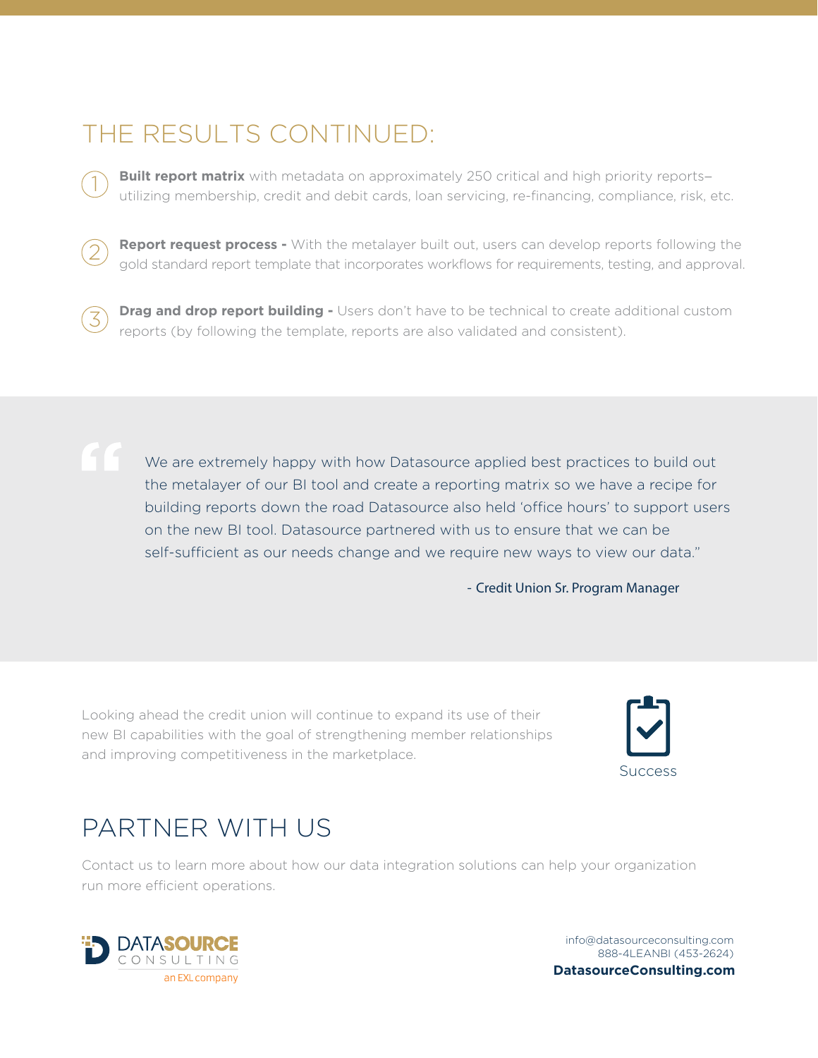## THE RESULTS CONTINUED:

1. **Built report matrix** with metadata on approximately 250 critical and high priority reports– utilizing membership, credit and debit cards, loan servicing, re-financing, compliance, risk, etc.

2. **Report request process -** With the metalayer built out, users can develop reports following the gold standard report template that incorporates workflows for requirements, testing, and approval.

3. **Drag and drop report building -** Users don't have to be technical to create additional custom reports (by following the template, reports are also validated and consistent).

> "We are extremely happy with how Datasource applied best practices to build out the metalayer of our BI tool and create a reporting matrix so we have a recipe for building reports down the road Datasource also held 'office hours' to support users on the new BI tool. Datasource partnered with us to ensure that we can be self-sufficient as our needs change and we require new ways to view our data."
>
> \- Credit Union Sr. Program Manager

Looking ahead the credit union will continue to expand its use of their new BI capabilities with the goal of strengthening member relationships and improving competitiveness in the marketplace.

Success

## PARTNER WITH US

Contact us to learn more about how our data integration solutions can help your organization run more efficient operations.

DATASOURCE CONSULTING
an EXL company

info@datasourceconsulting.com
888-4LEANBI (453-2624)
**DatasourceConsulting.com**